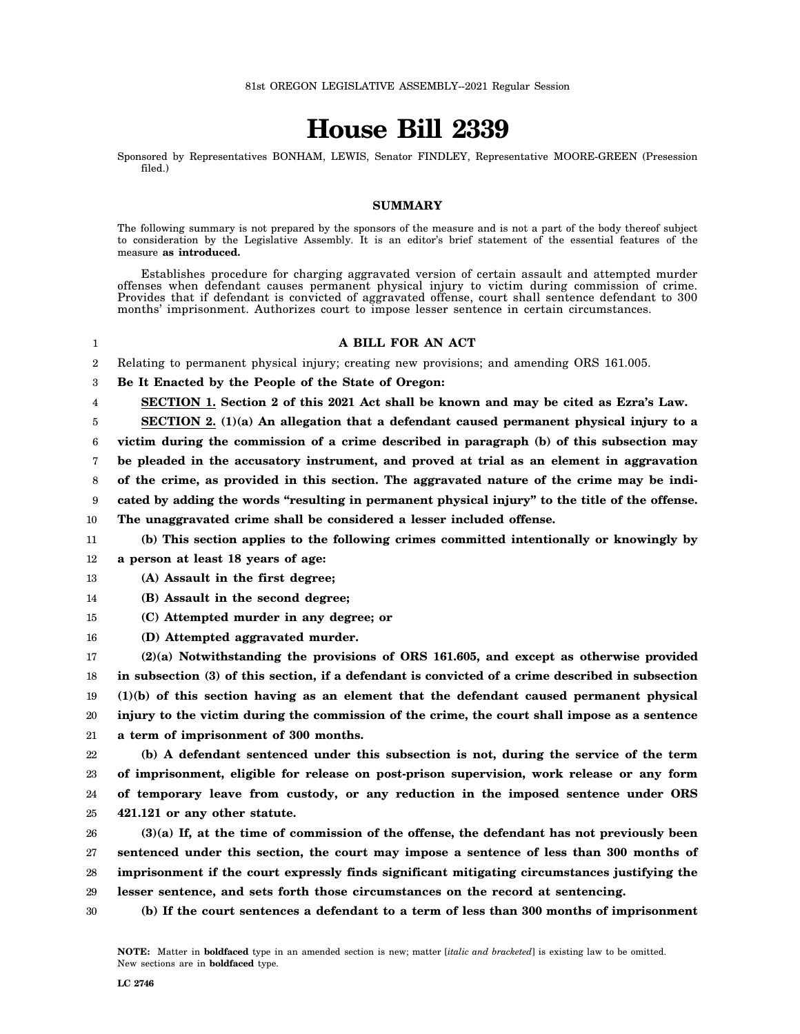81st OREGON LEGISLATIVE ASSEMBLY--2021 Regular Session

# House Bill 2339

Sponsored by Representatives BONHAM, LEWIS, Senator FINDLEY, Representative MOORE-GREEN (Presession filed.)

## SUMMARY

The following summary is not prepared by the sponsors of the measure and is not a part of the body thereof subject to consideration by the Legislative Assembly. It is an editor's brief statement of the essential features of the measure **as introduced.**

Establishes procedure for charging aggravated version of certain assault and attempted murder offenses when defendant causes permanent physical injury to victim during commission of crime. Provides that if defendant is convicted of aggravated offense, court shall sentence defendant to 300 months' imprisonment. Authorizes court to impose lesser sentence in certain circumstances.

**A BILL FOR AN ACT**

Relating to permanent physical injury; creating new provisions; and amending ORS 161.005.

**Be It Enacted by the People of the State of Oregon:**

**SECTION 1. Section 2 of this 2021 Act shall be known and may be cited as Ezra's Law.**

**SECTION 2. (1)(a) An allegation that a defendant caused permanent physical injury to a victim during the commission of a crime described in paragraph (b) of this subsection may be pleaded in the accusatory instrument, and proved at trial as an element in aggravation of the crime, as provided in this section. The aggravated nature of the crime may be indicated by adding the words "resulting in permanent physical injury" to the title of the offense. The unaggravated crime shall be considered a lesser included offense.**

**(b) This section applies to the following crimes committed intentionally or knowingly by a person at least 18 years of age:**

**(A) Assault in the first degree;**

**(B) Assault in the second degree;**

**(C) Attempted murder in any degree; or**

**(D) Attempted aggravated murder.**

**(2)(a) Notwithstanding the provisions of ORS 161.605, and except as otherwise provided in subsection (3) of this section, if a defendant is convicted of a crime described in subsection (1)(b) of this section having as an element that the defendant caused permanent physical injury to the victim during the commission of the crime, the court shall impose as a sentence a term of imprisonment of 300 months.**

**(b) A defendant sentenced under this subsection is not, during the service of the term of imprisonment, eligible for release on post-prison supervision, work release or any form of temporary leave from custody, or any reduction in the imposed sentence under ORS 421.121 or any other statute.**

**(3)(a) If, at the time of commission of the offense, the defendant has not previously been sentenced under this section, the court may impose a sentence of less than 300 months of imprisonment if the court expressly finds significant mitigating circumstances justifying the lesser sentence, and sets forth those circumstances on the record at sentencing.**

**(b) If the court sentences a defendant to a term of less than 300 months of imprisonment**

**NOTE:** Matter in **boldfaced** type in an amended section is new; matter [*italic and bracketed*] is existing law to be omitted. New sections are in **boldfaced** type.

LC 2746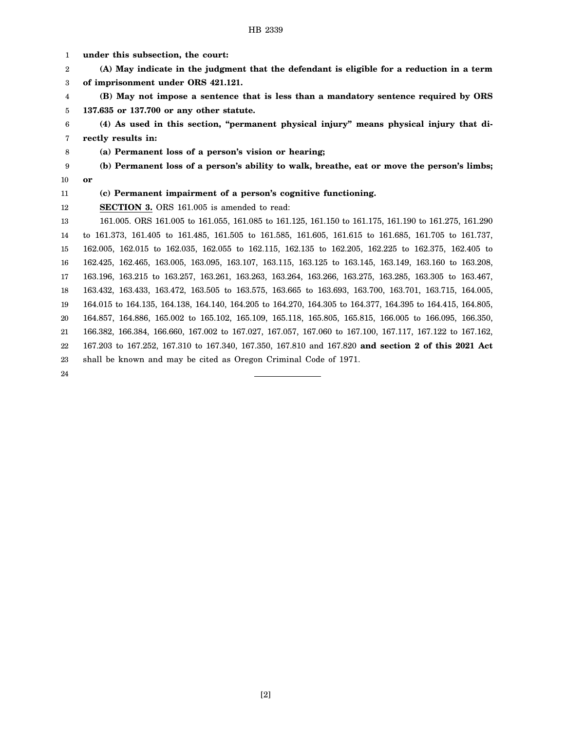**under this subsection, the court:**

**(A) May indicate in the judgment that the defendant is eligible for a reduction in a term of imprisonment under ORS 421.121.**

**(B) May not impose a sentence that is less than a mandatory sentence required by ORS 137.635 or 137.700 or any other statute.**

**(4) As used in this section, "permanent physical injury" means physical injury that directly results in:**

**(a) Permanent loss of a person's vision or hearing;**

**(b) Permanent loss of a person's ability to walk, breathe, eat or move the person's limbs; or**

**(c) Permanent impairment of a person's cognitive functioning.**

**SECTION 3.** ORS 161.005 is amended to read:

161.005. ORS 161.005 to 161.055, 161.085 to 161.125, 161.150 to 161.175, 161.190 to 161.275, 161.290 to 161.373, 161.405 to 161.485, 161.505 to 161.585, 161.605, 161.615 to 161.685, 161.705 to 161.737, 162.005, 162.015 to 162.035, 162.055 to 162.115, 162.135 to 162.205, 162.225 to 162.375, 162.405 to 162.425, 162.465, 163.005, 163.095, 163.107, 163.115, 163.125 to 163.145, 163.149, 163.160 to 163.208, 163.196, 163.215 to 163.257, 163.261, 163.263, 163.264, 163.266, 163.275, 163.285, 163.305 to 163.467, 163.432, 163.433, 163.472, 163.505 to 163.575, 163.665 to 163.693, 163.700, 163.701, 163.715, 164.005, 164.015 to 164.135, 164.138, 164.140, 164.205 to 164.270, 164.305 to 164.377, 164.395 to 164.415, 164.805, 164.857, 164.886, 165.002 to 165.102, 165.109, 165.118, 165.805, 165.815, 166.005 to 166.095, 166.350, 166.382, 166.384, 166.660, 167.002 to 167.027, 167.057, 167.060 to 167.100, 167.117, 167.122 to 167.162, 167.203 to 167.252, 167.310 to 167.340, 167.350, 167.810 and 167.820 **and section 2 of this 2021 Act** shall be known and may be cited as Oregon Criminal Code of 1971.